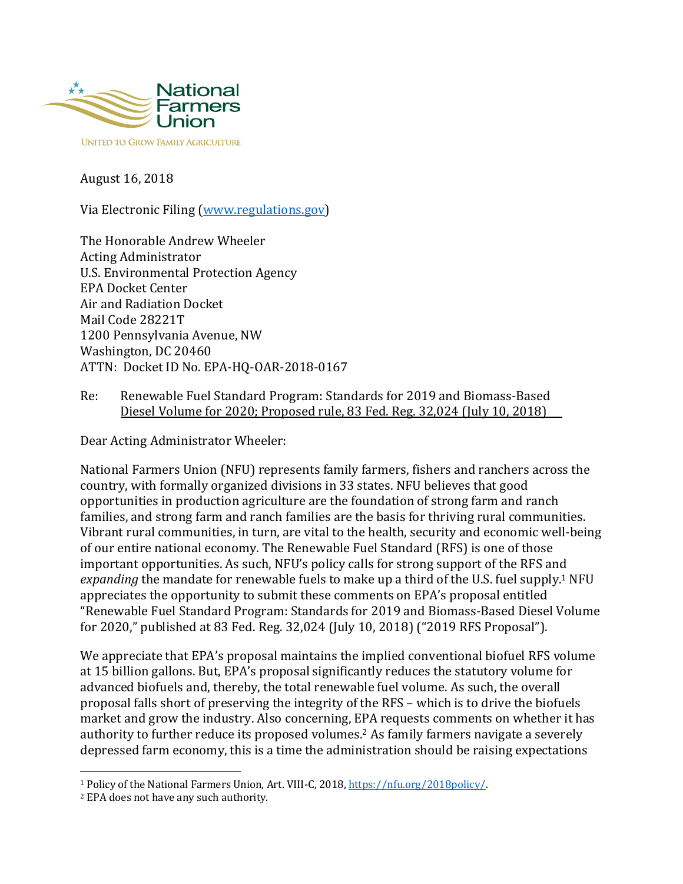National Farmers Union

UNITED TO GROW FAMILY AGRICULTURE

August 16, 2018

Via Electronic Filing (www.regulations.gov)

The Honorable Andrew Wheeler
Acting Administrator
U.S. Environmental Protection Agency
EPA Docket Center
Air and Radiation Docket
Mail Code 28221T
1200 Pennsylvania Avenue, NW
Washington, DC 20460
ATTN: Docket ID No. EPA-HQ-OAR-2018-0167

Re: Renewable Fuel Standard Program: Standards for 2019 and Biomass-Based Diesel Volume for 2020; Proposed rule, 83 Fed. Reg. 32,024 (July 10, 2018)

Dear Acting Administrator Wheeler:

National Farmers Union (NFU) represents family farmers, fishers and ranchers across the country, with formally organized divisions in 33 states. NFU believes that good opportunities in production agriculture are the foundation of strong farm and ranch families, and strong farm and ranch families are the basis for thriving rural communities. Vibrant rural communities, in turn, are vital to the health, security and economic well-being of our entire national economy. The Renewable Fuel Standard (RFS) is one of those important opportunities. As such, NFU's policy calls for strong support of the RFS and *expanding* the mandate for renewable fuels to make up a third of the U.S. fuel supply.[1] NFU appreciates the opportunity to submit these comments on EPA's proposal entitled "Renewable Fuel Standard Program: Standards for 2019 and Biomass-Based Diesel Volume for 2020," published at 83 Fed. Reg. 32,024 (July 10, 2018) ("2019 RFS Proposal").

We appreciate that EPA's proposal maintains the implied conventional biofuel RFS volume at 15 billion gallons. But, EPA's proposal significantly reduces the statutory volume for advanced biofuels and, thereby, the total renewable fuel volume. As such, the overall proposal falls short of preserving the integrity of the RFS – which is to drive the biofuels market and grow the industry. Also concerning, EPA requests comments on whether it has authority to further reduce its proposed volumes.[2] As family farmers navigate a severely depressed farm economy, this is a time the administration should be raising expectations

[1] Policy of the National Farmers Union, Art. VIII-C, 2018, https://nfu.org/2018policy/.

[2] EPA does not have any such authority.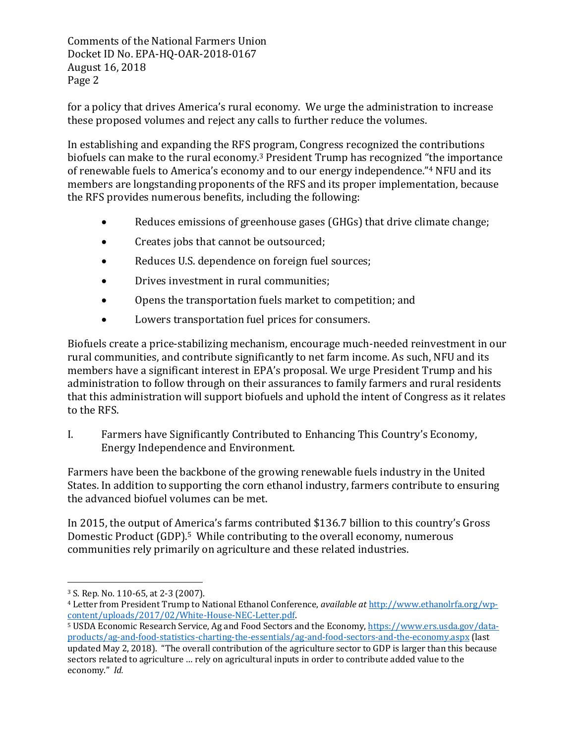for a policy that drives America's rural economy. We urge the administration to increase these proposed volumes and reject any calls to further reduce the volumes.

In establishing and expanding the RFS program, Congress recognized the contributions biofuels can make to the rural economy.[3] President Trump has recognized "the importance of renewable fuels to America's economy and to our energy independence."[4] NFU and its members are longstanding proponents of the RFS and its proper implementation, because the RFS provides numerous benefits, including the following:

- Reduces emissions of greenhouse gases (GHGs) that drive climate change;
- Creates jobs that cannot be outsourced;
- Reduces U.S. dependence on foreign fuel sources;
- Drives investment in rural communities;
- Opens the transportation fuels market to competition; and
- Lowers transportation fuel prices for consumers.

Biofuels create a price-stabilizing mechanism, encourage much-needed reinvestment in our rural communities, and contribute significantly to net farm income. As such, NFU and its members have a significant interest in EPA's proposal. We urge President Trump and his administration to follow through on their assurances to family farmers and rural residents that this administration will support biofuels and uphold the intent of Congress as it relates to the RFS.

## I. Farmers have Significantly Contributed to Enhancing This Country's Economy, Energy Independence and Environment.

Farmers have been the backbone of the growing renewable fuels industry in the United States. In addition to supporting the corn ethanol industry, farmers contribute to ensuring the advanced biofuel volumes can be met.

In 2015, the output of America's farms contributed $136.7 billion to this country's Gross Domestic Product (GDP).[5] While contributing to the overall economy, numerous communities rely primarily on agriculture and these related industries.

---

[3] S. Rep. No. 110-65, at 2-3 (2007).

[4] Letter from President Trump to National Ethanol Conference, *available at* http://www.ethanolrfa.org/wp-content/uploads/2017/02/White-House-NEC-Letter.pdf.

[5] USDA Economic Research Service, Ag and Food Sectors and the Economy, https://www.ers.usda.gov/data-products/ag-and-food-statistics-charting-the-essentials/ag-and-food-sectors-and-the-economy.aspx (last updated May 2, 2018). "The overall contribution of the agriculture sector to GDP is larger than this because sectors related to agriculture … rely on agricultural inputs in order to contribute added value to the economy." *Id.*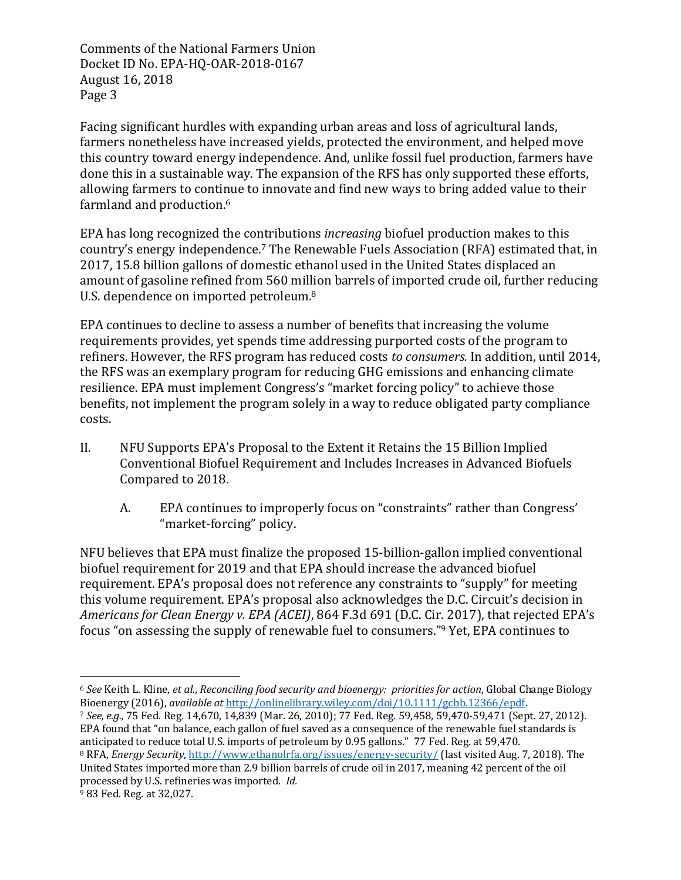Facing significant hurdles with expanding urban areas and loss of agricultural lands, farmers nonetheless have increased yields, protected the environment, and helped move this country toward energy independence. And, unlike fossil fuel production, farmers have done this in a sustainable way. The expansion of the RFS has only supported these efforts, allowing farmers to continue to innovate and find new ways to bring added value to their farmland and production.[6]

EPA has long recognized the contributions *increasing* biofuel production makes to this country's energy independence.[7] The Renewable Fuels Association (RFA) estimated that, in 2017, 15.8 billion gallons of domestic ethanol used in the United States displaced an amount of gasoline refined from 560 million barrels of imported crude oil, further reducing U.S. dependence on imported petroleum.[8]

EPA continues to decline to assess a number of benefits that increasing the volume requirements provides, yet spends time addressing purported costs of the program to refiners. However, the RFS program has reduced costs *to consumers.* In addition, until 2014, the RFS was an exemplary program for reducing GHG emissions and enhancing climate resilience. EPA must implement Congress's "market forcing policy" to achieve those benefits, not implement the program solely in a way to reduce obligated party compliance costs.

## II. NFU Supports EPA's Proposal to the Extent it Retains the 15 Billion Implied Conventional Biofuel Requirement and Includes Increases in Advanced Biofuels Compared to 2018.

### A. EPA continues to improperly focus on "constraints" rather than Congress' "market-forcing" policy.

NFU believes that EPA must finalize the proposed 15-billion-gallon implied conventional biofuel requirement for 2019 and that EPA should increase the advanced biofuel requirement. EPA's proposal does not reference any constraints to "supply" for meeting this volume requirement. EPA's proposal also acknowledges the D.C. Circuit's decision in *Americans for Clean Energy v. EPA (ACEI)*, 864 F.3d 691 (D.C. Cir. 2017), that rejected EPA's focus "on assessing the supply of renewable fuel to consumers."[9] Yet, EPA continues to

---

[6] *See* Keith L. Kline, *et al.*, *Reconciling food security and bioenergy: priorities for action*, Global Change Biology Bioenergy (2016), *available at* http://onlinelibrary.wiley.com/doi/10.1111/gcbb.12366/epdf.

[7] *See, e.g.,* 75 Fed. Reg. 14,670, 14,839 (Mar. 26, 2010); 77 Fed. Reg. 59,458, 59,470-59,471 (Sept. 27, 2012). EPA found that "on balance, each gallon of fuel saved as a consequence of the renewable fuel standards is anticipated to reduce total U.S. imports of petroleum by 0.95 gallons." 77 Fed. Reg. at 59,470.

[8] RFA, *Energy Security*, http://www.ethanolrfa.org/issues/energy-security/ (last visited Aug. 7, 2018). The United States imported more than 2.9 billion barrels of crude oil in 2017, meaning 42 percent of the oil processed by U.S. refineries was imported. *Id.*

[9] 83 Fed. Reg. at 32,027.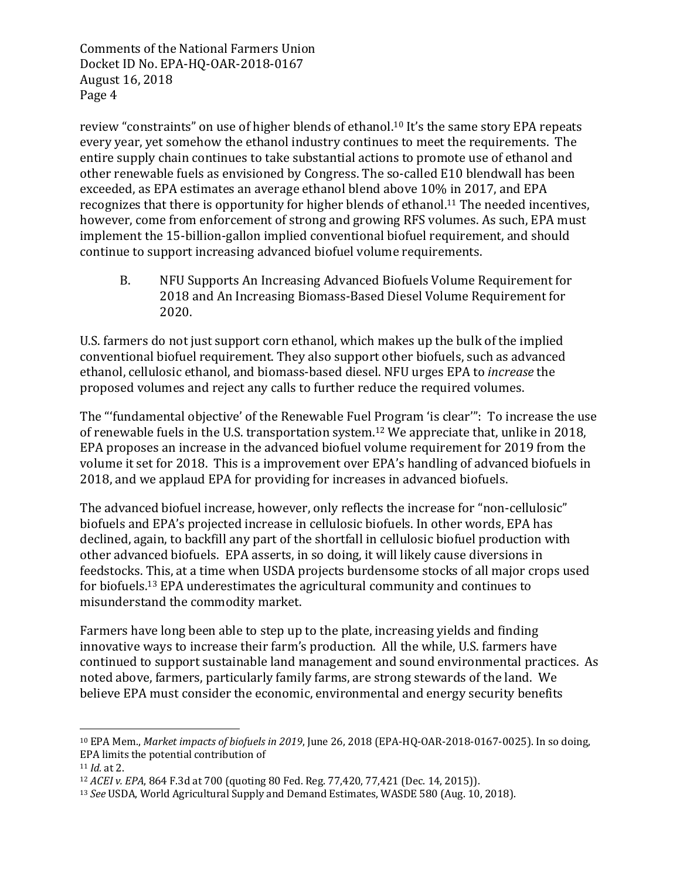review "constraints" on use of higher blends of ethanol.[10] It's the same story EPA repeats every year, yet somehow the ethanol industry continues to meet the requirements. The entire supply chain continues to take substantial actions to promote use of ethanol and other renewable fuels as envisioned by Congress. The so-called E10 blendwall has been exceeded, as EPA estimates an average ethanol blend above 10% in 2017, and EPA recognizes that there is opportunity for higher blends of ethanol.[11] The needed incentives, however, come from enforcement of strong and growing RFS volumes. As such, EPA must implement the 15-billion-gallon implied conventional biofuel requirement, and should continue to support increasing advanced biofuel volume requirements.

### B. NFU Supports An Increasing Advanced Biofuels Volume Requirement for 2018 and An Increasing Biomass-Based Diesel Volume Requirement for 2020.

U.S. farmers do not just support corn ethanol, which makes up the bulk of the implied conventional biofuel requirement. They also support other biofuels, such as advanced ethanol, cellulosic ethanol, and biomass-based diesel. NFU urges EPA to *increase* the proposed volumes and reject any calls to further reduce the required volumes.

The "'fundamental objective' of the Renewable Fuel Program 'is clear'": To increase the use of renewable fuels in the U.S. transportation system.[12] We appreciate that, unlike in 2018, EPA proposes an increase in the advanced biofuel volume requirement for 2019 from the volume it set for 2018. This is a improvement over EPA's handling of advanced biofuels in 2018, and we applaud EPA for providing for increases in advanced biofuels.

The advanced biofuel increase, however, only reflects the increase for "non-cellulosic" biofuels and EPA's projected increase in cellulosic biofuels. In other words, EPA has declined, again, to backfill any part of the shortfall in cellulosic biofuel production with other advanced biofuels. EPA asserts, in so doing, it will likely cause diversions in feedstocks. This, at a time when USDA projects burdensome stocks of all major crops used for biofuels.[13] EPA underestimates the agricultural community and continues to misunderstand the commodity market.

Farmers have long been able to step up to the plate, increasing yields and finding innovative ways to increase their farm's production. All the while, U.S. farmers have continued to support sustainable land management and sound environmental practices. As noted above, farmers, particularly family farms, are strong stewards of the land. We believe EPA must consider the economic, environmental and energy security benefits

---

[10] EPA Mem., *Market impacts of biofuels in 2019*, June 26, 2018 (EPA-HQ-OAR-2018-0167-0025). In so doing, EPA limits the potential contribution of

[11] *Id.* at 2.

[12] *ACEI v. EPA*, 864 F.3d at 700 (quoting 80 Fed. Reg. 77,420, 77,421 (Dec. 14, 2015)).

[13] *See* USDA, World Agricultural Supply and Demand Estimates, WASDE 580 (Aug. 10, 2018).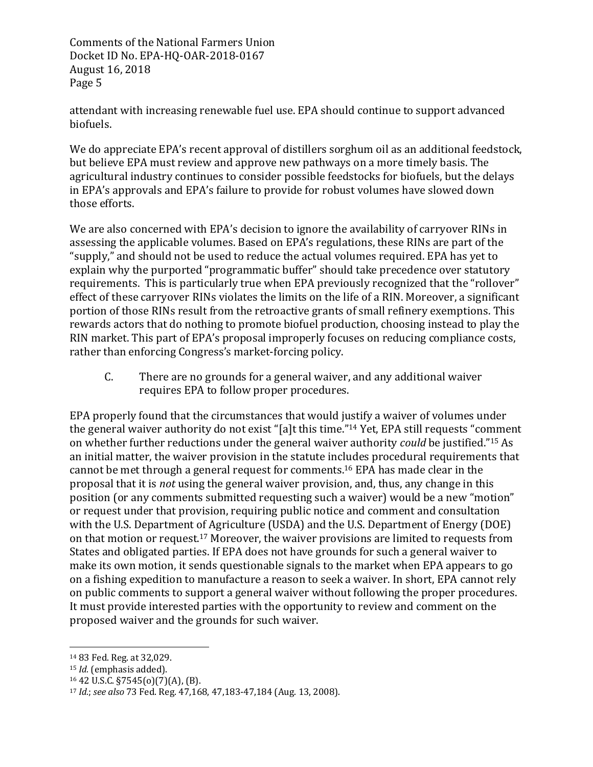attendant with increasing renewable fuel use. EPA should continue to support advanced biofuels.

We do appreciate EPA's recent approval of distillers sorghum oil as an additional feedstock, but believe EPA must review and approve new pathways on a more timely basis. The agricultural industry continues to consider possible feedstocks for biofuels, but the delays in EPA's approvals and EPA's failure to provide for robust volumes have slowed down those efforts.

We are also concerned with EPA's decision to ignore the availability of carryover RINs in assessing the applicable volumes. Based on EPA's regulations, these RINs are part of the "supply," and should not be used to reduce the actual volumes required. EPA has yet to explain why the purported "programmatic buffer" should take precedence over statutory requirements. This is particularly true when EPA previously recognized that the "rollover" effect of these carryover RINs violates the limits on the life of a RIN. Moreover, a significant portion of those RINs result from the retroactive grants of small refinery exemptions. This rewards actors that do nothing to promote biofuel production, choosing instead to play the RIN market. This part of EPA's proposal improperly focuses on reducing compliance costs, rather than enforcing Congress's market-forcing policy.

### C. There are no grounds for a general waiver, and any additional waiver requires EPA to follow proper procedures.

EPA properly found that the circumstances that would justify a waiver of volumes under the general waiver authority do not exist "[a]t this time."[14] Yet, EPA still requests "comment on whether further reductions under the general waiver authority *could* be justified."[15] As an initial matter, the waiver provision in the statute includes procedural requirements that cannot be met through a general request for comments.[16] EPA has made clear in the proposal that it is *not* using the general waiver provision, and, thus, any change in this position (or any comments submitted requesting such a waiver) would be a new "motion" or request under that provision, requiring public notice and comment and consultation with the U.S. Department of Agriculture (USDA) and the U.S. Department of Energy (DOE) on that motion or request.[17] Moreover, the waiver provisions are limited to requests from States and obligated parties. If EPA does not have grounds for such a general waiver to make its own motion, it sends questionable signals to the market when EPA appears to go on a fishing expedition to manufacture a reason to seek a waiver. In short, EPA cannot rely on public comments to support a general waiver without following the proper procedures. It must provide interested parties with the opportunity to review and comment on the proposed waiver and the grounds for such waiver.

---

[14] 83 Fed. Reg. at 32,029.

[15] *Id.* (emphasis added).

[16] 42 U.S.C. §7545(o)(7)(A), (B).

[17] *Id.*; *see also* 73 Fed. Reg. 47,168, 47,183-47,184 (Aug. 13, 2008).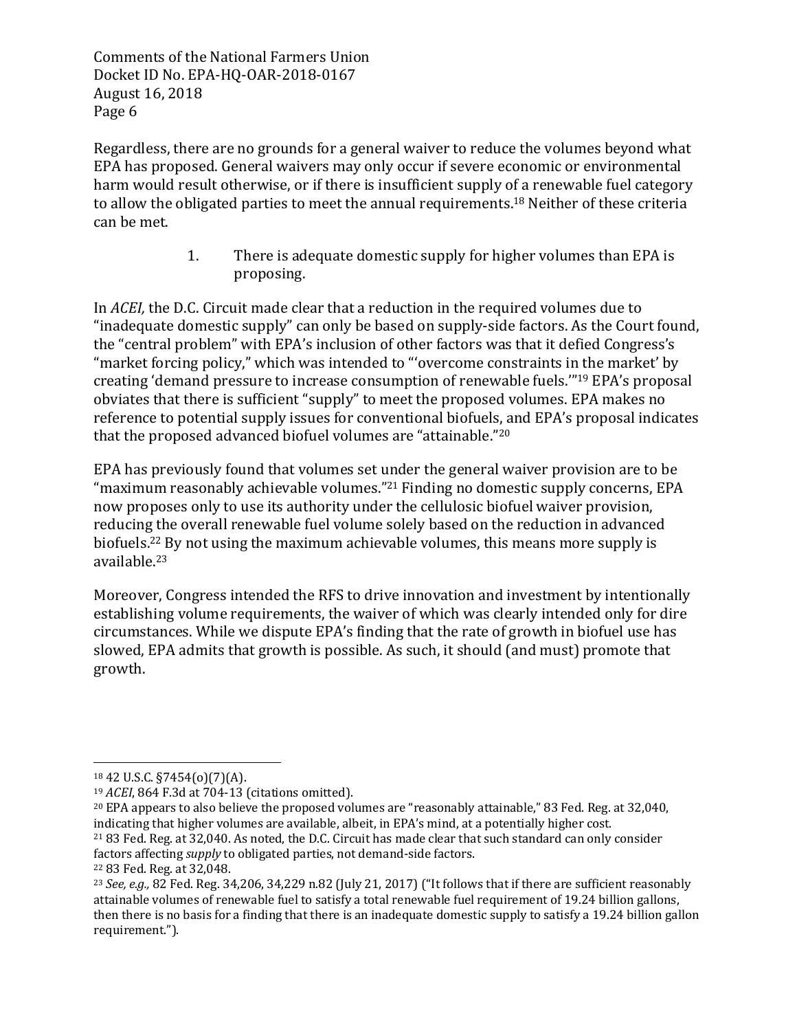Regardless, there are no grounds for a general waiver to reduce the volumes beyond what EPA has proposed. General waivers may only occur if severe economic or environmental harm would result otherwise, or if there is insufficient supply of a renewable fuel category to allow the obligated parties to meet the annual requirements.[18] Neither of these criteria can be met.

1. There is adequate domestic supply for higher volumes than EPA is proposing.

In *ACEI,* the D.C. Circuit made clear that a reduction in the required volumes due to "inadequate domestic supply" can only be based on supply-side factors. As the Court found, the "central problem" with EPA's inclusion of other factors was that it defied Congress's "market forcing policy," which was intended to "'overcome constraints in the market' by creating 'demand pressure to increase consumption of renewable fuels.'"[19] EPA's proposal obviates that there is sufficient "supply" to meet the proposed volumes. EPA makes no reference to potential supply issues for conventional biofuels, and EPA's proposal indicates that the proposed advanced biofuel volumes are "attainable."[20]

EPA has previously found that volumes set under the general waiver provision are to be "maximum reasonably achievable volumes."[21] Finding no domestic supply concerns, EPA now proposes only to use its authority under the cellulosic biofuel waiver provision, reducing the overall renewable fuel volume solely based on the reduction in advanced biofuels.[22] By not using the maximum achievable volumes, this means more supply is available.[23]

Moreover, Congress intended the RFS to drive innovation and investment by intentionally establishing volume requirements, the waiver of which was clearly intended only for dire circumstances. While we dispute EPA's finding that the rate of growth in biofuel use has slowed, EPA admits that growth is possible. As such, it should (and must) promote that growth.

---

[18] 42 U.S.C. §7454(o)(7)(A).

[19] *ACEI*, 864 F.3d at 704-13 (citations omitted).

[20] EPA appears to also believe the proposed volumes are "reasonably attainable," 83 Fed. Reg. at 32,040, indicating that higher volumes are available, albeit, in EPA's mind, at a potentially higher cost.

[21] 83 Fed. Reg. at 32,040. As noted, the D.C. Circuit has made clear that such standard can only consider factors affecting *supply* to obligated parties, not demand-side factors.

[22] 83 Fed. Reg. at 32,048.

[23] *See, e.g.,* 82 Fed. Reg. 34,206, 34,229 n.82 (July 21, 2017) ("It follows that if there are sufficient reasonably attainable volumes of renewable fuel to satisfy a total renewable fuel requirement of 19.24 billion gallons, then there is no basis for a finding that there is an inadequate domestic supply to satisfy a 19.24 billion gallon requirement.").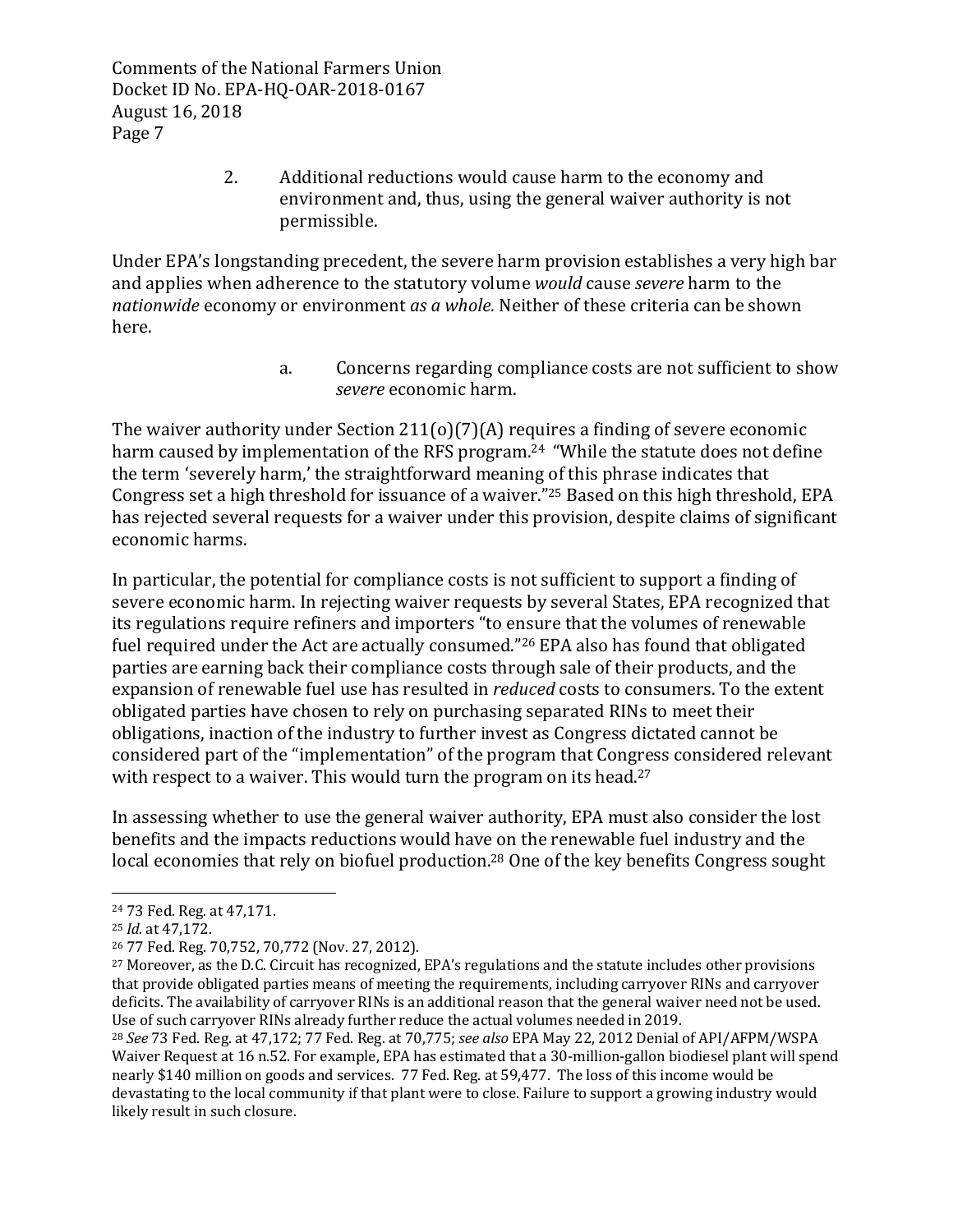2. Additional reductions would cause harm to the economy and environment and, thus, using the general waiver authority is not permissible.

Under EPA's longstanding precedent, the severe harm provision establishes a very high bar and applies when adherence to the statutory volume *would* cause *severe* harm to the *nationwide* economy or environment *as a whole.* Neither of these criteria can be shown here.

a. Concerns regarding compliance costs are not sufficient to show *severe* economic harm.

The waiver authority under Section 211(o)(7)(A) requires a finding of severe economic harm caused by implementation of the RFS program.[24] "While the statute does not define the term 'severely harm,' the straightforward meaning of this phrase indicates that Congress set a high threshold for issuance of a waiver."[25] Based on this high threshold, EPA has rejected several requests for a waiver under this provision, despite claims of significant economic harms.

In particular, the potential for compliance costs is not sufficient to support a finding of severe economic harm. In rejecting waiver requests by several States, EPA recognized that its regulations require refiners and importers "to ensure that the volumes of renewable fuel required under the Act are actually consumed."[26] EPA also has found that obligated parties are earning back their compliance costs through sale of their products, and the expansion of renewable fuel use has resulted in *reduced* costs to consumers. To the extent obligated parties have chosen to rely on purchasing separated RINs to meet their obligations, inaction of the industry to further invest as Congress dictated cannot be considered part of the "implementation" of the program that Congress considered relevant with respect to a waiver. This would turn the program on its head.[27]

In assessing whether to use the general waiver authority, EPA must also consider the lost benefits and the impacts reductions would have on the renewable fuel industry and the local economies that rely on biofuel production.[28] One of the key benefits Congress sought

---

[24] 73 Fed. Reg. at 47,171.

[25] *Id.* at 47,172.

[26] 77 Fed. Reg. 70,752, 70,772 (Nov. 27, 2012).

[27] Moreover, as the D.C. Circuit has recognized, EPA's regulations and the statute includes other provisions that provide obligated parties means of meeting the requirements, including carryover RINs and carryover deficits. The availability of carryover RINs is an additional reason that the general waiver need not be used. Use of such carryover RINs already further reduce the actual volumes needed in 2019.

[28] *See* 73 Fed. Reg. at 47,172; 77 Fed. Reg. at 70,775; *see also* EPA May 22, 2012 Denial of API/AFPM/WSPA Waiver Request at 16 n.52. For example, EPA has estimated that a 30-million-gallon biodiesel plant will spend nearly $140 million on goods and services. 77 Fed. Reg. at 59,477. The loss of this income would be devastating to the local community if that plant were to close. Failure to support a growing industry would likely result in such closure.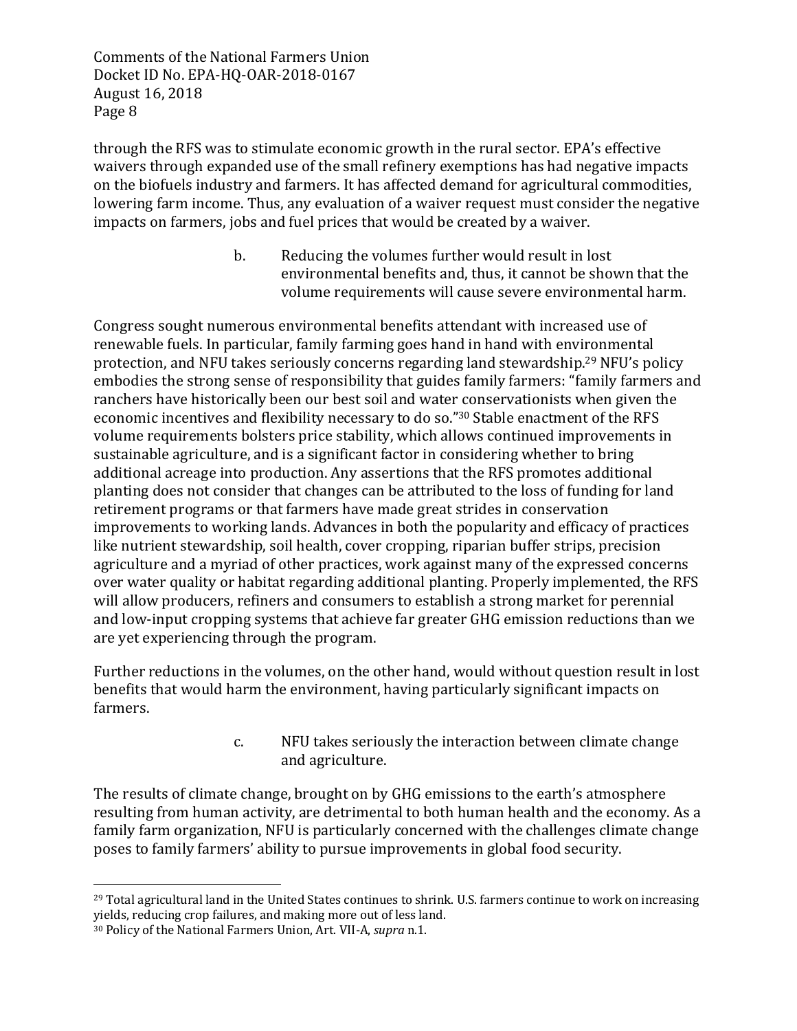through the RFS was to stimulate economic growth in the rural sector. EPA's effective waivers through expanded use of the small refinery exemptions has had negative impacts on the biofuels industry and farmers. It has affected demand for agricultural commodities, lowering farm income. Thus, any evaluation of a waiver request must consider the negative impacts on farmers, jobs and fuel prices that would be created by a waiver.

b. Reducing the volumes further would result in lost environmental benefits and, thus, it cannot be shown that the volume requirements will cause severe environmental harm.

Congress sought numerous environmental benefits attendant with increased use of renewable fuels. In particular, family farming goes hand in hand with environmental protection, and NFU takes seriously concerns regarding land stewardship.[29] NFU's policy embodies the strong sense of responsibility that guides family farmers: "family farmers and ranchers have historically been our best soil and water conservationists when given the economic incentives and flexibility necessary to do so."[30] Stable enactment of the RFS volume requirements bolsters price stability, which allows continued improvements in sustainable agriculture, and is a significant factor in considering whether to bring additional acreage into production. Any assertions that the RFS promotes additional planting does not consider that changes can be attributed to the loss of funding for land retirement programs or that farmers have made great strides in conservation improvements to working lands. Advances in both the popularity and efficacy of practices like nutrient stewardship, soil health, cover cropping, riparian buffer strips, precision agriculture and a myriad of other practices, work against many of the expressed concerns over water quality or habitat regarding additional planting. Properly implemented, the RFS will allow producers, refiners and consumers to establish a strong market for perennial and low-input cropping systems that achieve far greater GHG emission reductions than we are yet experiencing through the program.

Further reductions in the volumes, on the other hand, would without question result in lost benefits that would harm the environment, having particularly significant impacts on farmers.

c. NFU takes seriously the interaction between climate change and agriculture.

The results of climate change, brought on by GHG emissions to the earth's atmosphere resulting from human activity, are detrimental to both human health and the economy. As a family farm organization, NFU is particularly concerned with the challenges climate change poses to family farmers' ability to pursue improvements in global food security.

---

[29] Total agricultural land in the United States continues to shrink. U.S. farmers continue to work on increasing yields, reducing crop failures, and making more out of less land.

[30] Policy of the National Farmers Union, Art. VII-A, *supra* n.1.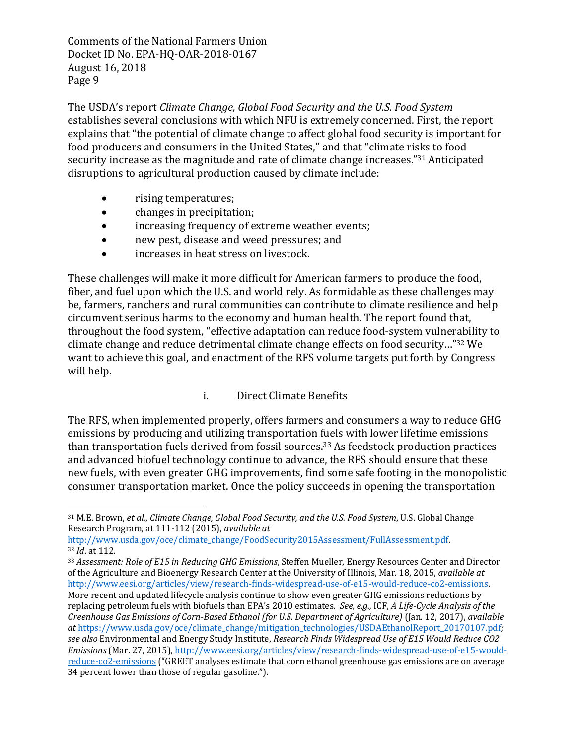The USDA's report *Climate Change, Global Food Security and the U.S. Food System* establishes several conclusions with which NFU is extremely concerned. First, the report explains that "the potential of climate change to affect global food security is important for food producers and consumers in the United States," and that "climate risks to food security increase as the magnitude and rate of climate change increases."[31] Anticipated disruptions to agricultural production caused by climate include:

- rising temperatures;
- changes in precipitation;
- increasing frequency of extreme weather events;
- new pest, disease and weed pressures; and
- increases in heat stress on livestock.

These challenges will make it more difficult for American farmers to produce the food, fiber, and fuel upon which the U.S. and world rely. As formidable as these challenges may be, farmers, ranchers and rural communities can contribute to climate resilience and help circumvent serious harms to the economy and human health. The report found that, throughout the food system, "effective adaptation can reduce food-system vulnerability to climate change and reduce detrimental climate change effects on food security…"[32] We want to achieve this goal, and enactment of the RFS volume targets put forth by Congress will help.

i. Direct Climate Benefits

The RFS, when implemented properly, offers farmers and consumers a way to reduce GHG emissions by producing and utilizing transportation fuels with lower lifetime emissions than transportation fuels derived from fossil sources.[33] As feedstock production practices and advanced biofuel technology continue to advance, the RFS should ensure that these new fuels, with even greater GHG improvements, find some safe footing in the monopolistic consumer transportation market. Once the policy succeeds in opening the transportation

---

[31] M.E. Brown, *et al.*, *Climate Change, Global Food Security, and the U.S. Food System*, U.S. Global Change Research Program, at 111-112 (2015), *available at* http://www.usda.gov/oce/climate_change/FoodSecurity2015Assessment/FullAssessment.pdf.

[32] *Id*. at 112.

[33] *Assessment: Role of E15 in Reducing GHG Emissions*, Steffen Mueller, Energy Resources Center and Director of the Agriculture and Bioenergy Research Center at the University of Illinois, Mar. 18, 2015, *available at* http://www.eesi.org/articles/view/research-finds-widespread-use-of-e15-would-reduce-co2-emissions. More recent and updated lifecycle analysis continue to show even greater GHG emissions reductions by replacing petroleum fuels with biofuels than EPA's 2010 estimates. *See, e.g.,* ICF, *A Life-Cycle Analysis of the Greenhouse Gas Emissions of Corn-Based Ethanol (for U.S. Department of Agriculture)* (Jan. 12, 2017), *available at* https://www.usda.gov/oce/climate_change/mitigation_technologies/USDAEthanolReport_20170107.pdf; *see also* Environmental and Energy Study Institute, *Research Finds Widespread Use of E15 Would Reduce CO2 Emissions* (Mar. 27, 2015), http://www.eesi.org/articles/view/research-finds-widespread-use-of-e15-would-reduce-co2-emissions ("GREET analyses estimate that corn ethanol greenhouse gas emissions are on average 34 percent lower than those of regular gasoline.").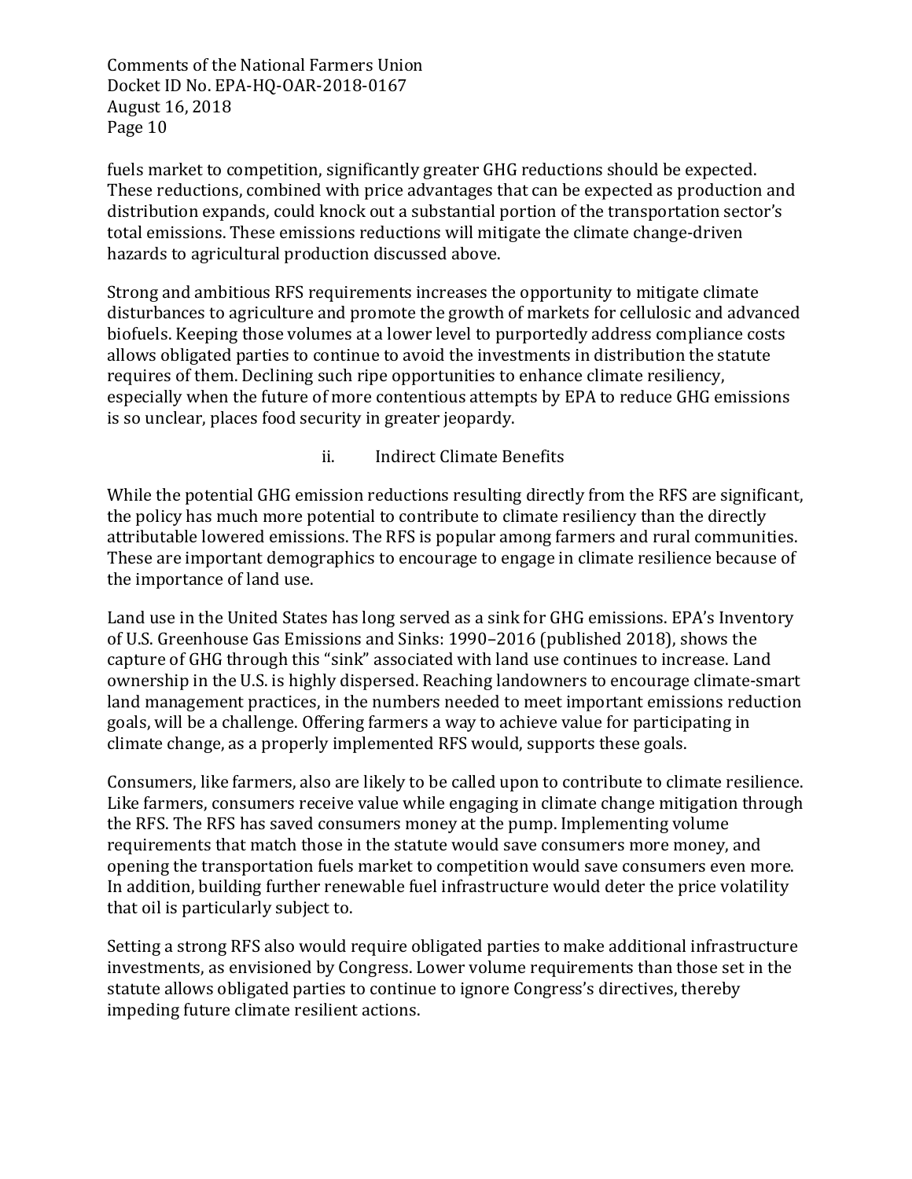fuels market to competition, significantly greater GHG reductions should be expected. These reductions, combined with price advantages that can be expected as production and distribution expands, could knock out a substantial portion of the transportation sector's total emissions. These emissions reductions will mitigate the climate change-driven hazards to agricultural production discussed above.

Strong and ambitious RFS requirements increases the opportunity to mitigate climate disturbances to agriculture and promote the growth of markets for cellulosic and advanced biofuels. Keeping those volumes at a lower level to purportedly address compliance costs allows obligated parties to continue to avoid the investments in distribution the statute requires of them. Declining such ripe opportunities to enhance climate resiliency, especially when the future of more contentious attempts by EPA to reduce GHG emissions is so unclear, places food security in greater jeopardy.

### ii. Indirect Climate Benefits

While the potential GHG emission reductions resulting directly from the RFS are significant, the policy has much more potential to contribute to climate resiliency than the directly attributable lowered emissions. The RFS is popular among farmers and rural communities. These are important demographics to encourage to engage in climate resilience because of the importance of land use.

Land use in the United States has long served as a sink for GHG emissions. EPA's Inventory of U.S. Greenhouse Gas Emissions and Sinks: 1990–2016 (published 2018), shows the capture of GHG through this "sink" associated with land use continues to increase. Land ownership in the U.S. is highly dispersed. Reaching landowners to encourage climate-smart land management practices, in the numbers needed to meet important emissions reduction goals, will be a challenge. Offering farmers a way to achieve value for participating in climate change, as a properly implemented RFS would, supports these goals.

Consumers, like farmers, also are likely to be called upon to contribute to climate resilience. Like farmers, consumers receive value while engaging in climate change mitigation through the RFS. The RFS has saved consumers money at the pump. Implementing volume requirements that match those in the statute would save consumers more money, and opening the transportation fuels market to competition would save consumers even more. In addition, building further renewable fuel infrastructure would deter the price volatility that oil is particularly subject to.

Setting a strong RFS also would require obligated parties to make additional infrastructure investments, as envisioned by Congress. Lower volume requirements than those set in the statute allows obligated parties to continue to ignore Congress's directives, thereby impeding future climate resilient actions.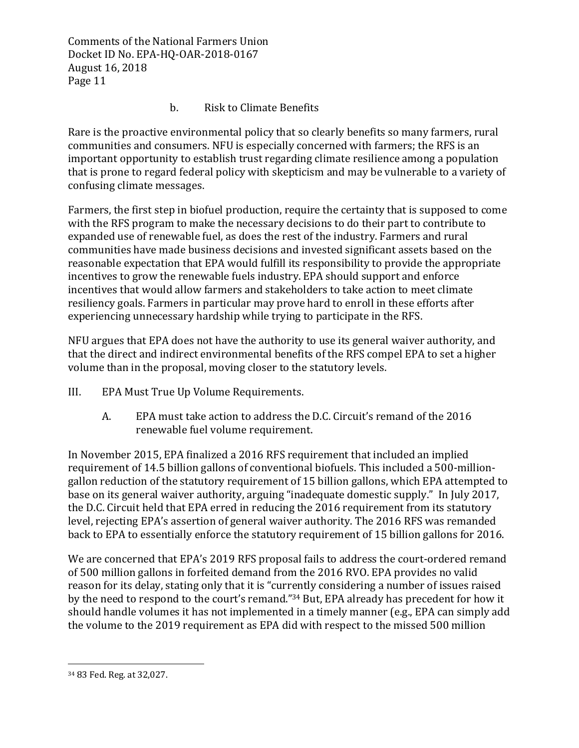b. Risk to Climate Benefits

Rare is the proactive environmental policy that so clearly benefits so many farmers, rural communities and consumers. NFU is especially concerned with farmers; the RFS is an important opportunity to establish trust regarding climate resilience among a population that is prone to regard federal policy with skepticism and may be vulnerable to a variety of confusing climate messages.

Farmers, the first step in biofuel production, require the certainty that is supposed to come with the RFS program to make the necessary decisions to do their part to contribute to expanded use of renewable fuel, as does the rest of the industry. Farmers and rural communities have made business decisions and invested significant assets based on the reasonable expectation that EPA would fulfill its responsibility to provide the appropriate incentives to grow the renewable fuels industry. EPA should support and enforce incentives that would allow farmers and stakeholders to take action to meet climate resiliency goals. Farmers in particular may prove hard to enroll in these efforts after experiencing unnecessary hardship while trying to participate in the RFS.

NFU argues that EPA does not have the authority to use its general waiver authority, and that the direct and indirect environmental benefits of the RFS compel EPA to set a higher volume than in the proposal, moving closer to the statutory levels.

III. EPA Must True Up Volume Requirements.

A. EPA must take action to address the D.C. Circuit's remand of the 2016 renewable fuel volume requirement.

In November 2015, EPA finalized a 2016 RFS requirement that included an implied requirement of 14.5 billion gallons of conventional biofuels. This included a 500-million-gallon reduction of the statutory requirement of 15 billion gallons, which EPA attempted to base on its general waiver authority, arguing "inadequate domestic supply." In July 2017, the D.C. Circuit held that EPA erred in reducing the 2016 requirement from its statutory level, rejecting EPA's assertion of general waiver authority. The 2016 RFS was remanded back to EPA to essentially enforce the statutory requirement of 15 billion gallons for 2016.

We are concerned that EPA's 2019 RFS proposal fails to address the court-ordered remand of 500 million gallons in forfeited demand from the 2016 RVO. EPA provides no valid reason for its delay, stating only that it is "currently considering a number of issues raised by the need to respond to the court's remand."[34] But, EPA already has precedent for how it should handle volumes it has not implemented in a timely manner (e.g., EPA can simply add the volume to the 2019 requirement as EPA did with respect to the missed 500 million

[34] 83 Fed. Reg. at 32,027.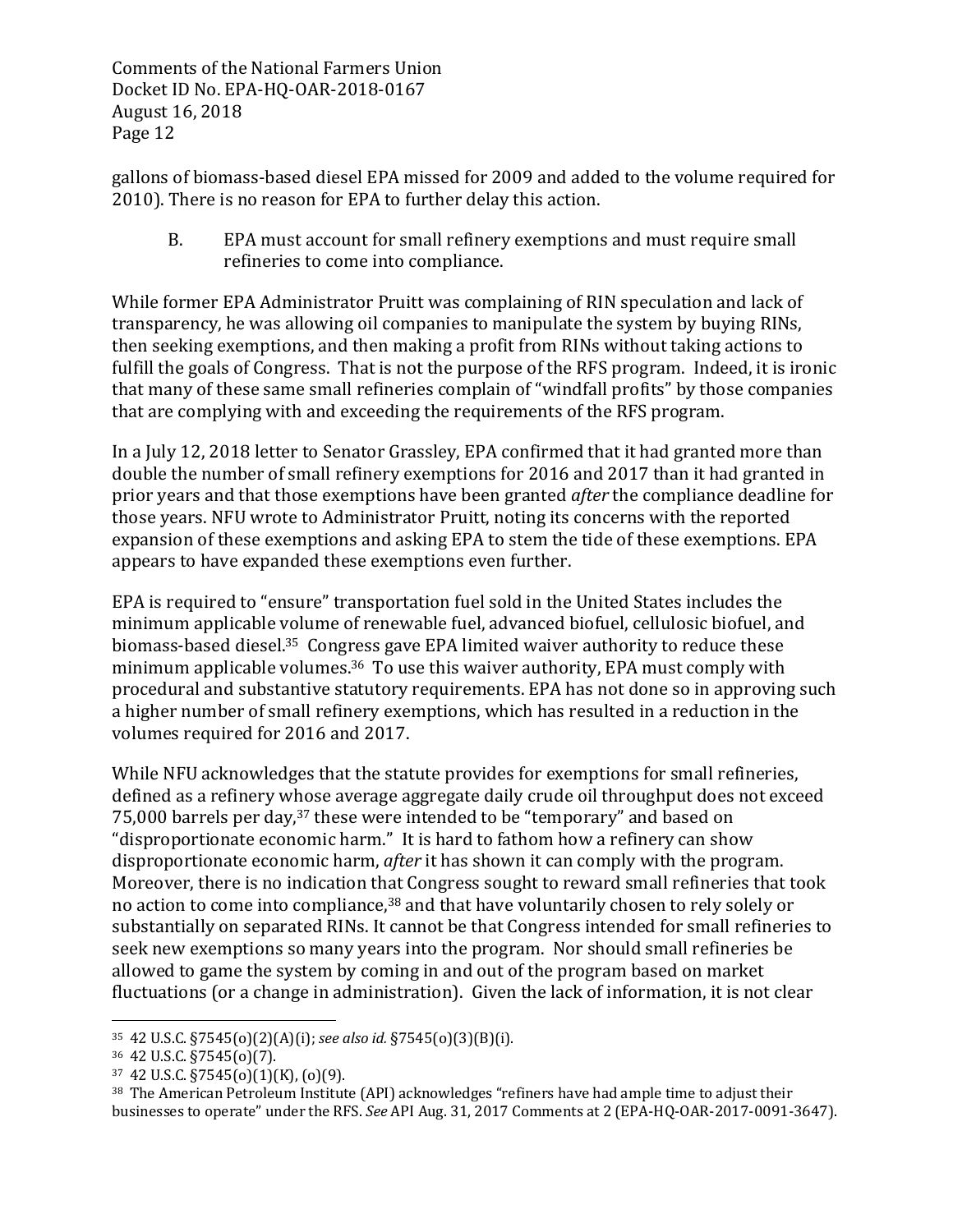gallons of biomass-based diesel EPA missed for 2009 and added to the volume required for 2010). There is no reason for EPA to further delay this action.

### B. EPA must account for small refinery exemptions and must require small refineries to come into compliance.

While former EPA Administrator Pruitt was complaining of RIN speculation and lack of transparency, he was allowing oil companies to manipulate the system by buying RINs, then seeking exemptions, and then making a profit from RINs without taking actions to fulfill the goals of Congress. That is not the purpose of the RFS program. Indeed, it is ironic that many of these same small refineries complain of "windfall profits" by those companies that are complying with and exceeding the requirements of the RFS program.

In a July 12, 2018 letter to Senator Grassley, EPA confirmed that it had granted more than double the number of small refinery exemptions for 2016 and 2017 than it had granted in prior years and that those exemptions have been granted *after* the compliance deadline for those years. NFU wrote to Administrator Pruitt, noting its concerns with the reported expansion of these exemptions and asking EPA to stem the tide of these exemptions. EPA appears to have expanded these exemptions even further.

EPA is required to "ensure" transportation fuel sold in the United States includes the minimum applicable volume of renewable fuel, advanced biofuel, cellulosic biofuel, and biomass-based diesel.[35] Congress gave EPA limited waiver authority to reduce these minimum applicable volumes.[36] To use this waiver authority, EPA must comply with procedural and substantive statutory requirements. EPA has not done so in approving such a higher number of small refinery exemptions, which has resulted in a reduction in the volumes required for 2016 and 2017.

While NFU acknowledges that the statute provides for exemptions for small refineries, defined as a refinery whose average aggregate daily crude oil throughput does not exceed 75,000 barrels per day,[37] these were intended to be "temporary" and based on "disproportionate economic harm." It is hard to fathom how a refinery can show disproportionate economic harm, *after* it has shown it can comply with the program. Moreover, there is no indication that Congress sought to reward small refineries that took no action to come into compliance,[38] and that have voluntarily chosen to rely solely or substantially on separated RINs. It cannot be that Congress intended for small refineries to seek new exemptions so many years into the program. Nor should small refineries be allowed to game the system by coming in and out of the program based on market fluctuations (or a change in administration). Given the lack of information, it is not clear

---

[35] 42 U.S.C. §7545(o)(2)(A)(i); *see also id.* §7545(o)(3)(B)(i).

[36] 42 U.S.C. §7545(o)(7).

[37] 42 U.S.C. §7545(o)(1)(K), (o)(9).

[38] The American Petroleum Institute (API) acknowledges "refiners have had ample time to adjust their businesses to operate" under the RFS. *See* API Aug. 31, 2017 Comments at 2 (EPA-HQ-OAR-2017-0091-3647).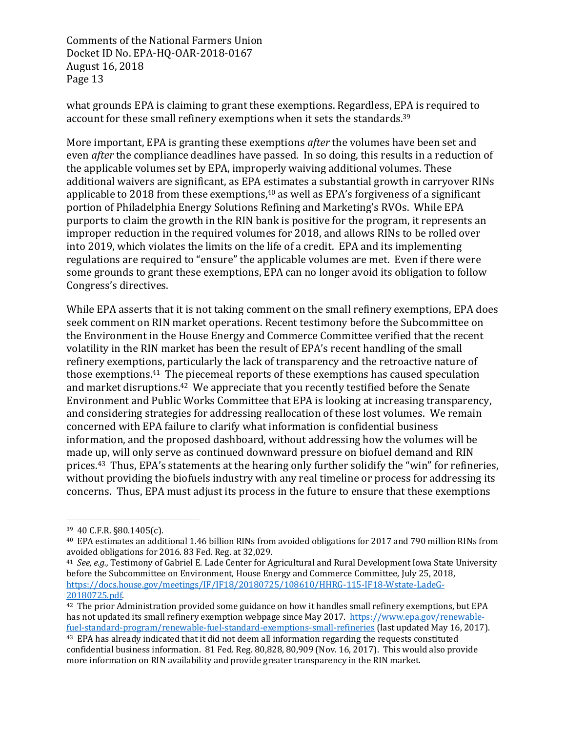what grounds EPA is claiming to grant these exemptions. Regardless, EPA is required to account for these small refinery exemptions when it sets the standards.[39]

More important, EPA is granting these exemptions *after* the volumes have been set and even *after* the compliance deadlines have passed. In so doing, this results in a reduction of the applicable volumes set by EPA, improperly waiving additional volumes. These additional waivers are significant, as EPA estimates a substantial growth in carryover RINs applicable to 2018 from these exemptions,[40] as well as EPA's forgiveness of a significant portion of Philadelphia Energy Solutions Refining and Marketing's RVOs. While EPA purports to claim the growth in the RIN bank is positive for the program, it represents an improper reduction in the required volumes for 2018, and allows RINs to be rolled over into 2019, which violates the limits on the life of a credit. EPA and its implementing regulations are required to "ensure" the applicable volumes are met. Even if there were some grounds to grant these exemptions, EPA can no longer avoid its obligation to follow Congress's directives.

While EPA asserts that it is not taking comment on the small refinery exemptions, EPA does seek comment on RIN market operations. Recent testimony before the Subcommittee on the Environment in the House Energy and Commerce Committee verified that the recent volatility in the RIN market has been the result of EPA's recent handling of the small refinery exemptions, particularly the lack of transparency and the retroactive nature of those exemptions.[41] The piecemeal reports of these exemptions has caused speculation and market disruptions.[42] We appreciate that you recently testified before the Senate Environment and Public Works Committee that EPA is looking at increasing transparency, and considering strategies for addressing reallocation of these lost volumes. We remain concerned with EPA failure to clarify what information is confidential business information, and the proposed dashboard, without addressing how the volumes will be made up, will only serve as continued downward pressure on biofuel demand and RIN prices.[43] Thus, EPA's statements at the hearing only further solidify the "win" for refineries, without providing the biofuels industry with any real timeline or process for addressing its concerns. Thus, EPA must adjust its process in the future to ensure that these exemptions

---

[39] 40 C.F.R. §80.1405(c).

[40] EPA estimates an additional 1.46 billion RINs from avoided obligations for 2017 and 790 million RINs from avoided obligations for 2016. 83 Fed. Reg. at 32,029.

[41] *See, e.g.,* Testimony of Gabriel E. Lade Center for Agricultural and Rural Development Iowa State University before the Subcommittee on Environment, House Energy and Commerce Committee, July 25, 2018, https://docs.house.gov/meetings/IF/IF18/20180725/108610/HHRG-115-IF18-Wstate-LadeG-20180725.pdf.

[42] The prior Administration provided some guidance on how it handles small refinery exemptions, but EPA has not updated its small refinery exemption webpage since May 2017. https://www.epa.gov/renewable-fuel-standard-program/renewable-fuel-standard-exemptions-small-refineries (last updated May 16, 2017).

[43] EPA has already indicated that it did not deem all information regarding the requests constituted confidential business information. 81 Fed. Reg. 80,828, 80,909 (Nov. 16, 2017). This would also provide more information on RIN availability and provide greater transparency in the RIN market.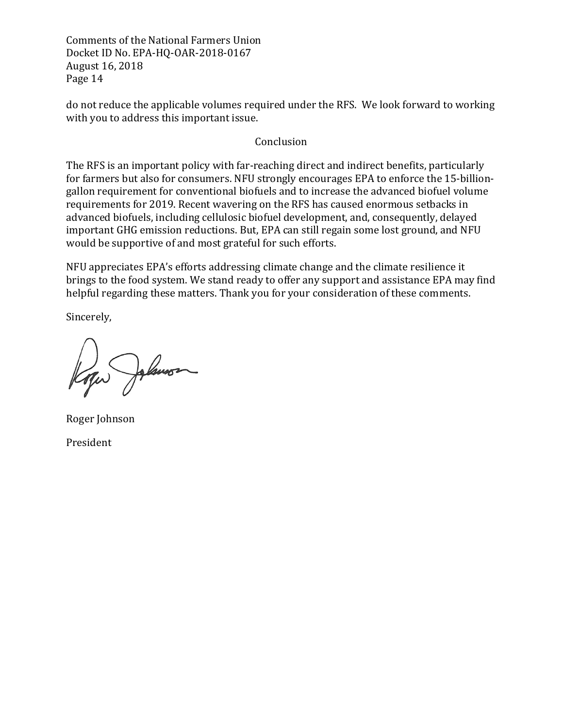do not reduce the applicable volumes required under the RFS. We look forward to working with you to address this important issue.

## Conclusion

The RFS is an important policy with far-reaching direct and indirect benefits, particularly for farmers but also for consumers. NFU strongly encourages EPA to enforce the 15-billion-gallon requirement for conventional biofuels and to increase the advanced biofuel volume requirements for 2019. Recent wavering on the RFS has caused enormous setbacks in advanced biofuels, including cellulosic biofuel development, and, consequently, delayed important GHG emission reductions. But, EPA can still regain some lost ground, and NFU would be supportive of and most grateful for such efforts.

NFU appreciates EPA's efforts addressing climate change and the climate resilience it brings to the food system. We stand ready to offer any support and assistance EPA may find helpful regarding these matters. Thank you for your consideration of these comments.

Sincerely,

Roger Johnson

President